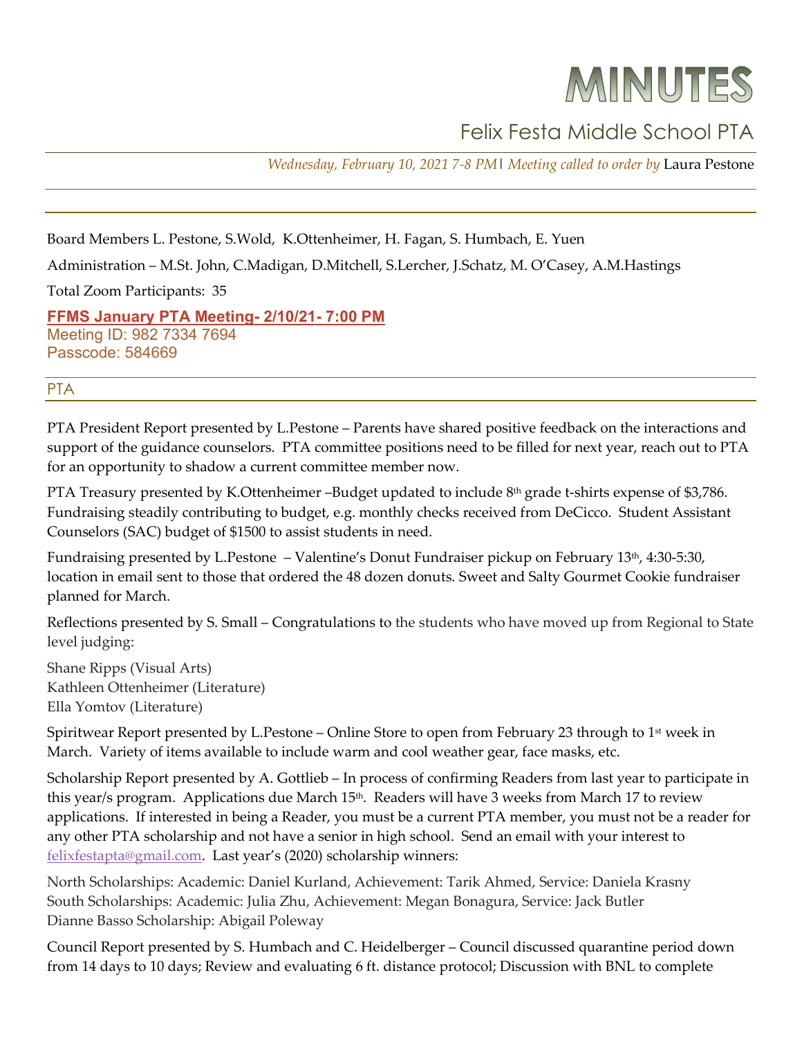# MINUTES

## Felix Festa Middle School PTA

*Wednesday, February 10, 2021 7-8 PM | Meeting called to order by* Laura Pestone

Board Members L. Pestone, S.Wold, K.Ottenheimer, H. Fagan, S. Humbach, E. Yuen

Administration – M.St. John, C.Madigan, D.Mitchell, S.Lercher, J.Schatz, M. O'Casey, A.M.Hastings

Total Zoom Participants: 35

**FFMS January PTA Meeting- 2/10/21- 7:00 PM**
Meeting ID: 982 7334 7694
Passcode: 584669

## PTA

PTA President Report presented by L.Pestone – Parents have shared positive feedback on the interactions and support of the guidance counselors. PTA committee positions need to be filled for next year, reach out to PTA for an opportunity to shadow a current committee member now.

PTA Treasury presented by K.Ottenheimer –Budget updated to include 8th grade t-shirts expense of $3,786. Fundraising steadily contributing to budget, e.g. monthly checks received from DeCicco. Student Assistant Counselors (SAC) budget of $1500 to assist students in need.

Fundraising presented by L.Pestone – Valentine's Donut Fundraiser pickup on February 13th, 4:30-5:30, location in email sent to those that ordered the 48 dozen donuts. Sweet and Salty Gourmet Cookie fundraiser planned for March.

Reflections presented by S. Small – Congratulations to the students who have moved up from Regional to State level judging:

Shane Ripps (Visual Arts)
Kathleen Ottenheimer (Literature)
Ella Yomtov (Literature)

Spiritwear Report presented by L.Pestone – Online Store to open from February 23 through to 1st week in March. Variety of items available to include warm and cool weather gear, face masks, etc.

Scholarship Report presented by A. Gottlieb – In process of confirming Readers from last year to participate in this year/s program. Applications due March 15th. Readers will have 3 weeks from March 17 to review applications. If interested in being a Reader, you must be a current PTA member, you must not be a reader for any other PTA scholarship and not have a senior in high school. Send an email with your interest to felixfestapta@gmail.com. Last year's (2020) scholarship winners:

North Scholarships: Academic: Daniel Kurland, Achievement: Tarik Ahmed, Service: Daniela Krasny
South Scholarships: Academic: Julia Zhu, Achievement: Megan Bonagura, Service: Jack Butler
Dianne Basso Scholarship: Abigail Poleway

Council Report presented by S. Humbach and C. Heidelberger – Council discussed quarantine period down from 14 days to 10 days; Review and evaluating 6 ft. distance protocol; Discussion with BNL to complete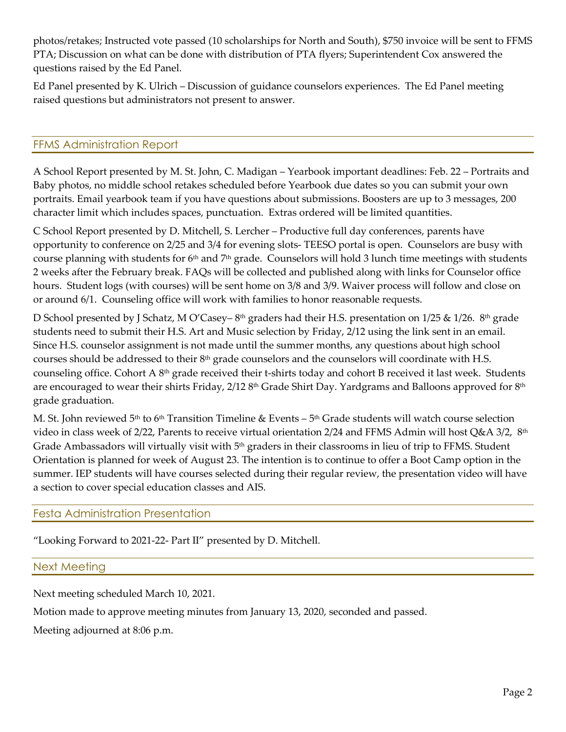photos/retakes; Instructed vote passed (10 scholarships for North and South), $750 invoice will be sent to FFMS PTA; Discussion on what can be done with distribution of PTA flyers; Superintendent Cox answered the questions raised by the Ed Panel.

Ed Panel presented by K. Ulrich – Discussion of guidance counselors experiences. The Ed Panel meeting raised questions but administrators not present to answer.

## FFMS Administration Report

A School Report presented by M. St. John, C. Madigan – Yearbook important deadlines: Feb. 22 – Portraits and Baby photos, no middle school retakes scheduled before Yearbook due dates so you can submit your own portraits. Email yearbook team if you have questions about submissions. Boosters are up to 3 messages, 200 character limit which includes spaces, punctuation. Extras ordered will be limited quantities.

C School Report presented by D. Mitchell, S. Lercher – Productive full day conferences, parents have opportunity to conference on 2/25 and 3/4 for evening slots- TEESO portal is open. Counselors are busy with course planning with students for 6th and 7th grade. Counselors will hold 3 lunch time meetings with students 2 weeks after the February break. FAQs will be collected and published along with links for Counselor office hours. Student logs (with courses) will be sent home on 3/8 and 3/9. Waiver process will follow and close on or around 6/1. Counseling office will work with families to honor reasonable requests.

D School presented by J Schatz, M O'Casey– 8th graders had their H.S. presentation on 1/25 & 1/26. 8th grade students need to submit their H.S. Art and Music selection by Friday, 2/12 using the link sent in an email. Since H.S. counselor assignment is not made until the summer months, any questions about high school courses should be addressed to their 8th grade counselors and the counselors will coordinate with H.S. counseling office. Cohort A 8th grade received their t-shirts today and cohort B received it last week. Students are encouraged to wear their shirts Friday, 2/12 8th Grade Shirt Day. Yardgrams and Balloons approved for 8th grade graduation.

M. St. John reviewed 5th to 6th Transition Timeline & Events – 5th Grade students will watch course selection video in class week of 2/22, Parents to receive virtual orientation 2/24 and FFMS Admin will host Q&A 3/2, 8th Grade Ambassadors will virtually visit with 5th graders in their classrooms in lieu of trip to FFMS. Student Orientation is planned for week of August 23. The intention is to continue to offer a Boot Camp option in the summer. IEP students will have courses selected during their regular review, the presentation video will have a section to cover special education classes and AIS.

## Festa Administration Presentation

"Looking Forward to 2021-22- Part II" presented by D. Mitchell.

## Next Meeting

Next meeting scheduled March 10, 2021.

Motion made to approve meeting minutes from January 13, 2020, seconded and passed.

Meeting adjourned at 8:06 p.m.